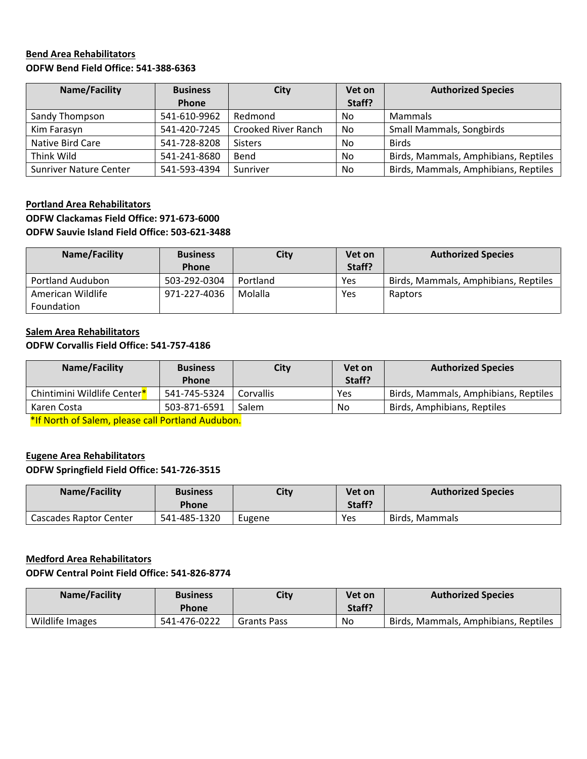**Bend Area Rehabilitators**

**ODFW Bend Field Office: 541-388-6363**

| Name/Facility | Business Phone | City | Vet on Staff? | Authorized Species |
| --- | --- | --- | --- | --- |
| Sandy Thompson | 541-610-9962 | Redmond | No | Mammals |
| Kim Farasyn | 541-420-7245 | Crooked River Ranch | No | Small Mammals, Songbirds |
| Native Bird Care | 541-728-8208 | Sisters | No | Birds |
| Think Wild | 541-241-8680 | Bend | No | Birds, Mammals, Amphibians, Reptiles |
| Sunriver Nature Center | 541-593-4394 | Sunriver | No | Birds, Mammals, Amphibians, Reptiles |

**Portland Area Rehabilitators**

**ODFW Clackamas Field Office: 971-673-6000**

**ODFW Sauvie Island Field Office: 503-621-3488**

| Name/Facility | Business Phone | City | Vet on Staff? | Authorized Species |
| --- | --- | --- | --- | --- |
| Portland Audubon | 503-292-0304 | Portland | Yes | Birds, Mammals, Amphibians, Reptiles |
| American Wildlife Foundation | 971-227-4036 | Molalla | Yes | Raptors |

**Salem Area Rehabilitators**

**ODFW Corvallis Field Office: 541-757-4186**

| Name/Facility | Business Phone | City | Vet on Staff? | Authorized Species |
| --- | --- | --- | --- | --- |
| Chintimini Wildlife Center* | 541-745-5324 | Corvallis | Yes | Birds, Mammals, Amphibians, Reptiles |
| Karen Costa | 503-871-6591 | Salem | No | Birds, Amphibians, Reptiles |

*If North of Salem, please call Portland Audubon.

**Eugene Area Rehabilitators**

**ODFW Springfield Field Office: 541-726-3515**

| Name/Facility | Business Phone | City | Vet on Staff? | Authorized Species |
| --- | --- | --- | --- | --- |
| Cascades Raptor Center | 541-485-1320 | Eugene | Yes | Birds, Mammals |

**Medford Area Rehabilitators**

**ODFW Central Point Field Office: 541-826-8774**

| Name/Facility | Business Phone | City | Vet on Staff? | Authorized Species |
| --- | --- | --- | --- | --- |
| Wildlife Images | 541-476-0222 | Grants Pass | No | Birds, Mammals, Amphibians, Reptiles |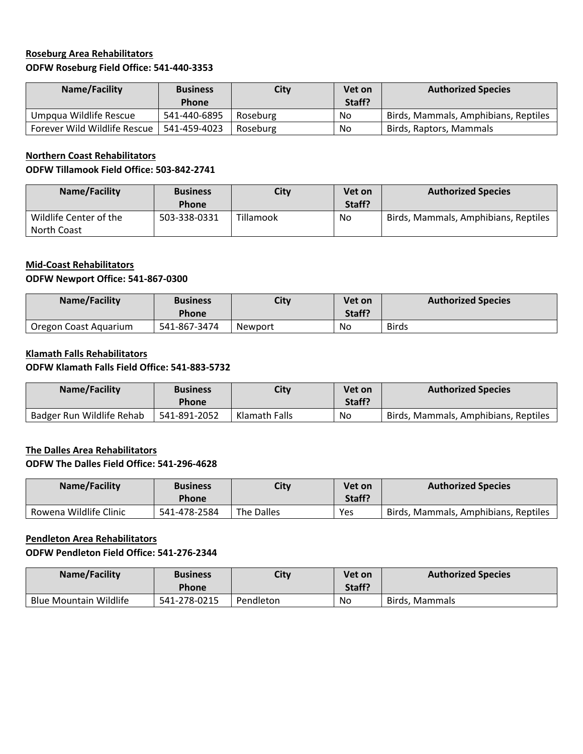**Roseburg Area Rehabilitators**

**ODFW Roseburg Field Office: 541-440-3353**

| Name/Facility | Business Phone | City | Vet on Staff? | Authorized Species |
|---|---|---|---|---|
| Umpqua Wildlife Rescue | 541-440-6895 | Roseburg | No | Birds, Mammals, Amphibians, Reptiles |
| Forever Wild Wildlife Rescue | 541-459-4023 | Roseburg | No | Birds, Raptors, Mammals |

**Northern Coast Rehabilitators**

**ODFW Tillamook Field Office: 503-842-2741**

| Name/Facility | Business Phone | City | Vet on Staff? | Authorized Species |
|---|---|---|---|---|
| Wildlife Center of the North Coast | 503-338-0331 | Tillamook | No | Birds, Mammals, Amphibians, Reptiles |

**Mid-Coast Rehabilitators**

**ODFW Newport Office: 541-867-0300**

| Name/Facility | Business Phone | City | Vet on Staff? | Authorized Species |
|---|---|---|---|---|
| Oregon Coast Aquarium | 541-867-3474 | Newport | No | Birds |

**Klamath Falls Rehabilitators**

**ODFW Klamath Falls Field Office: 541-883-5732**

| Name/Facility | Business Phone | City | Vet on Staff? | Authorized Species |
|---|---|---|---|---|
| Badger Run Wildlife Rehab | 541-891-2052 | Klamath Falls | No | Birds, Mammals, Amphibians, Reptiles |

**The Dalles Area Rehabilitators**

**ODFW The Dalles Field Office: 541-296-4628**

| Name/Facility | Business Phone | City | Vet on Staff? | Authorized Species |
|---|---|---|---|---|
| Rowena Wildlife Clinic | 541-478-2584 | The Dalles | Yes | Birds, Mammals, Amphibians, Reptiles |

**Pendleton Area Rehabilitators**

**ODFW Pendleton Field Office: 541-276-2344**

| Name/Facility | Business Phone | City | Vet on Staff? | Authorized Species |
|---|---|---|---|---|
| Blue Mountain Wildlife | 541-278-0215 | Pendleton | No | Birds, Mammals |